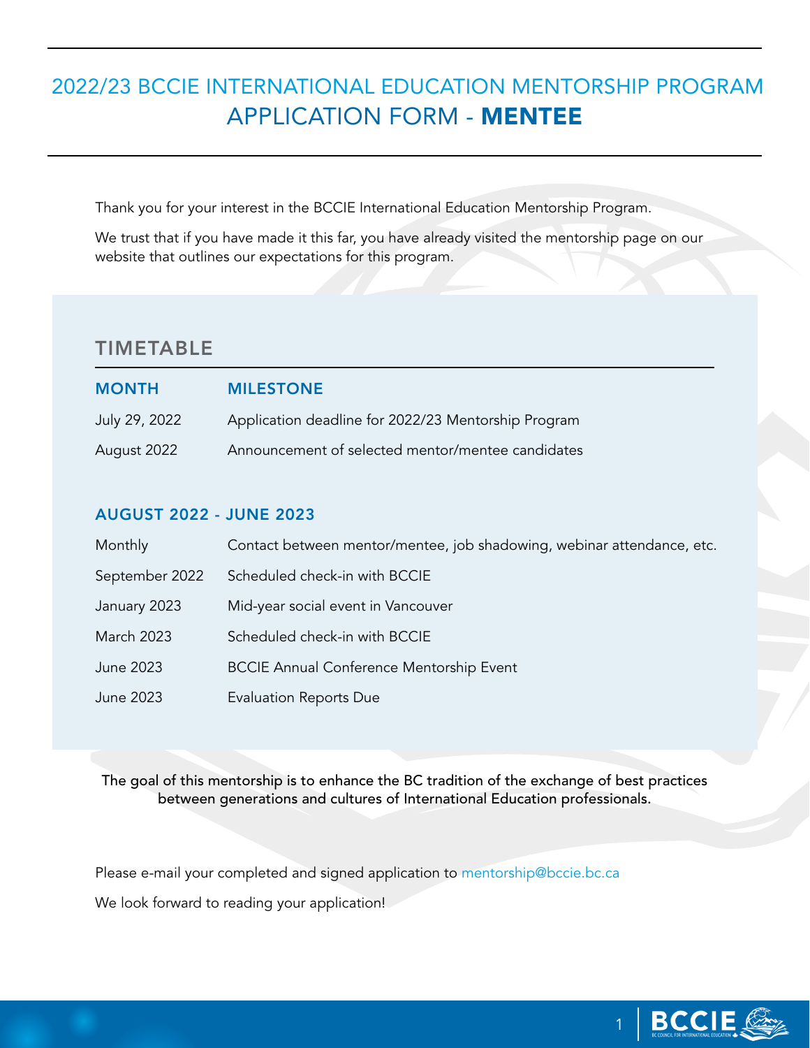# 2022/23 BCCIE INTERNATIONAL EDUCATION MENTORSHIP PROGRAM
# APPLICATION FORM - **MENTEE**

Thank you for your interest in the BCCIE International Education Mentorship Program.

We trust that if you have made it this far, you have already visited the mentorship page on our website that outlines our expectations for this program.

## TIMETABLE

| MONTH | MILESTONE |
| --- | --- |
| July 29, 2022 | Application deadline for 2022/23 Mentorship Program |
| August 2022 | Announcement of selected mentor/mentee candidates |

### AUGUST 2022 - JUNE 2023

| | |
| --- | --- |
| Monthly | Contact between mentor/mentee, job shadowing, webinar attendance, etc. |
| September 2022 | Scheduled check-in with BCCIE |
| January 2023 | Mid-year social event in Vancouver |
| March 2023 | Scheduled check-in with BCCIE |
| June 2023 | BCCIE Annual Conference Mentorship Event |
| June 2023 | Evaluation Reports Due |

The goal of this mentorship is to enhance the BC tradition of the exchange of best practices between generations and cultures of International Education professionals.

Please e-mail your completed and signed application to mentorship@bccie.bc.ca

We look forward to reading your application!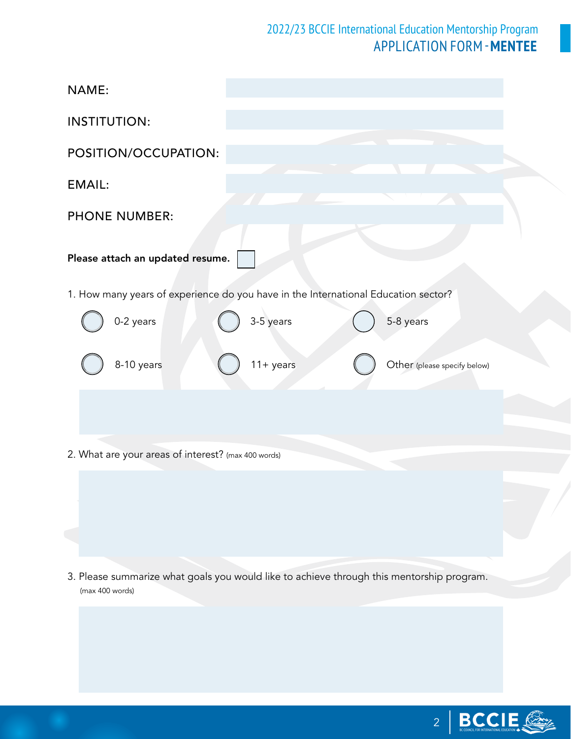# 2022/23 BCCIE International Education Mentorship Program
## APPLICATION FORM - **MENTEE**

NAME:

INSTITUTION:

POSITION/OCCUPATION:

EMAIL:

PHONE NUMBER:

**Please attach an updated resume.** ☐

1. How many years of experience do you have in the International Education sector?

- ◯ 0-2 years
- ◯ 3-5 years
- ◯ 5-8 years
- ◯ 8-10 years
- ◯ 11+ years
- ◯ Other (please specify below)

2. What are your areas of interest? (max 400 words)

3. Please summarize what goals you would like to achieve through this mentorship program. (max 400 words)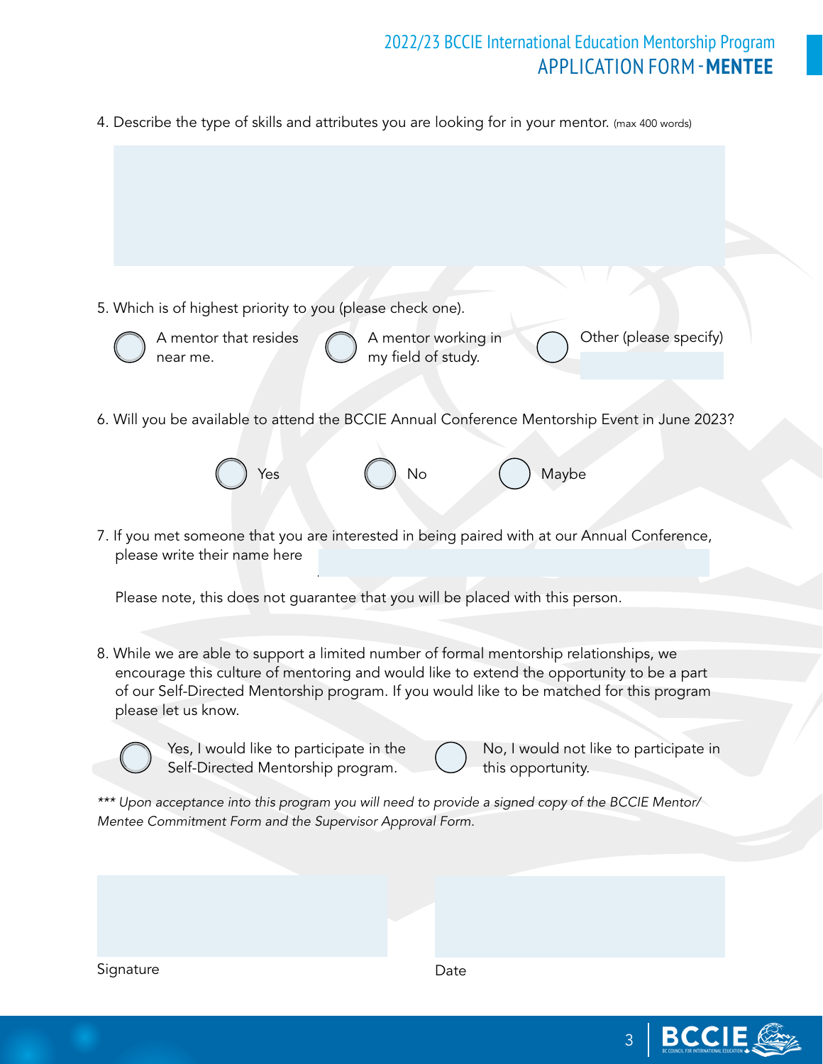4. Describe the type of skills and attributes you are looking for in your mentor. (max 400 words)

5. Which is of highest priority to you (please check one).

- ◯ A mentor that resides near me.
- ◯ A mentor working in my field of study.
- ◯ Other (please specify)

6. Will you be available to attend the BCCIE Annual Conference Mentorship Event in June 2023?

- ◯ Yes
- ◯ No
- ◯ Maybe

7. If you met someone that you are interested in being paired with at our Annual Conference, please write their name here

   Please note, this does not guarantee that you will be placed with this person.

8. While we are able to support a limited number of formal mentorship relationships, we encourage this culture of mentoring and would like to extend the opportunity to be a part of our Self-Directed Mentorship program. If you would like to be matched for this program please let us know.

- ◯ Yes, I would like to participate in the Self-Directed Mentorship program.
- ◯ No, I would not like to participate in this opportunity.

*\*\*\* Upon acceptance into this program you will need to provide a signed copy of the BCCIE Mentor/Mentee Commitment Form and the Supervisor Approval Form.*

Signature

Date